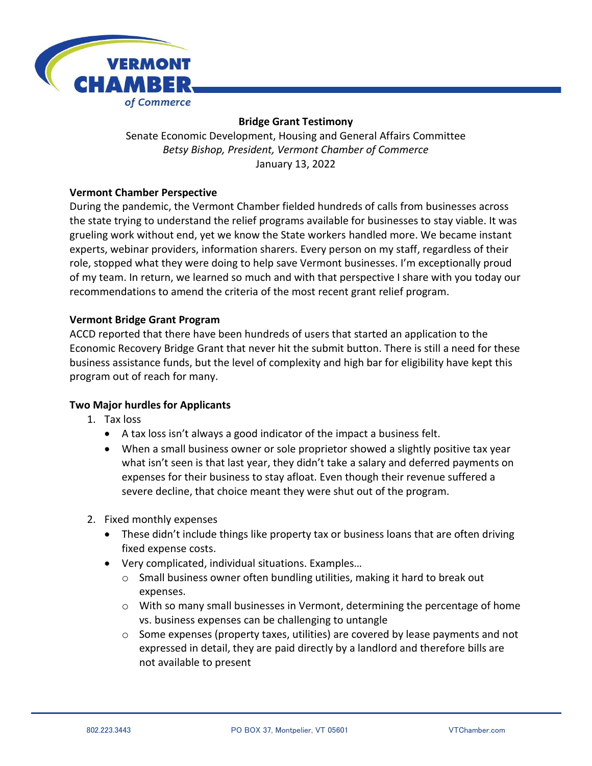# Bridge Grant Testimony

Senate Economic Development, Housing and General Affairs Committee

*Betsy Bishop, President, Vermont Chamber of Commerce*

January 13, 2022

**Vermont Chamber Perspective**

During the pandemic, the Vermont Chamber fielded hundreds of calls from businesses across the state trying to understand the relief programs available for businesses to stay viable. It was grueling work without end, yet we know the State workers handled more. We became instant experts, webinar providers, information sharers. Every person on my staff, regardless of their role, stopped what they were doing to help save Vermont businesses. I'm exceptionally proud of my team. In return, we learned so much and with that perspective I share with you today our recommendations to amend the criteria of the most recent grant relief program.

**Vermont Bridge Grant Program**

ACCD reported that there have been hundreds of users that started an application to the Economic Recovery Bridge Grant that never hit the submit button. There is still a need for these business assistance funds, but the level of complexity and high bar for eligibility have kept this program out of reach for many.

**Two Major hurdles for Applicants**

1. Tax loss
   - A tax loss isn't always a good indicator of the impact a business felt.
   - When a small business owner or sole proprietor showed a slightly positive tax year what isn't seen is that last year, they didn't take a salary and deferred payments on expenses for their business to stay afloat. Even though their revenue suffered a severe decline, that choice meant they were shut out of the program.
2. Fixed monthly expenses
   - These didn't include things like property tax or business loans that are often driving fixed expense costs.
   - Very complicated, individual situations. Examples…
     - Small business owner often bundling utilities, making it hard to break out expenses.
     - With so many small businesses in Vermont, determining the percentage of home vs. business expenses can be challenging to untangle
     - Some expenses (property taxes, utilities) are covered by lease payments and not expressed in detail, they are paid directly by a landlord and therefore bills are not available to present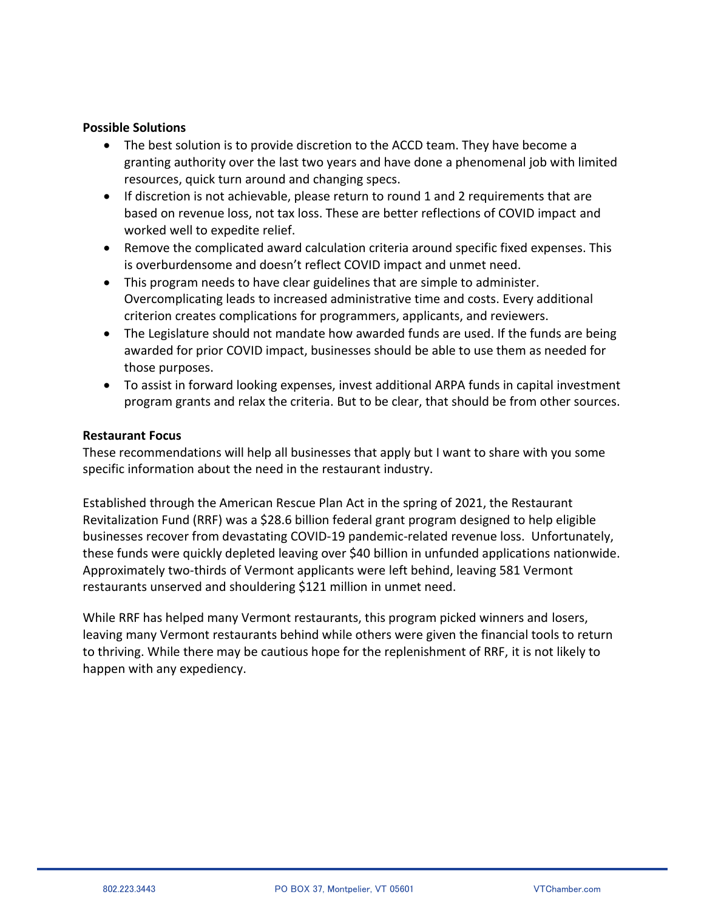**Possible Solutions**

- The best solution is to provide discretion to the ACCD team. They have become a granting authority over the last two years and have done a phenomenal job with limited resources, quick turn around and changing specs.
- If discretion is not achievable, please return to round 1 and 2 requirements that are based on revenue loss, not tax loss. These are better reflections of COVID impact and worked well to expedite relief.
- Remove the complicated award calculation criteria around specific fixed expenses. This is overburdensome and doesn't reflect COVID impact and unmet need.
- This program needs to have clear guidelines that are simple to administer. Overcomplicating leads to increased administrative time and costs. Every additional criterion creates complications for programmers, applicants, and reviewers.
- The Legislature should not mandate how awarded funds are used. If the funds are being awarded for prior COVID impact, businesses should be able to use them as needed for those purposes.
- To assist in forward looking expenses, invest additional ARPA funds in capital investment program grants and relax the criteria. But to be clear, that should be from other sources.

**Restaurant Focus**

These recommendations will help all businesses that apply but I want to share with you some specific information about the need in the restaurant industry.

Established through the American Rescue Plan Act in the spring of 2021, the Restaurant Revitalization Fund (RRF) was a $28.6 billion federal grant program designed to help eligible businesses recover from devastating COVID-19 pandemic-related revenue loss. Unfortunately, these funds were quickly depleted leaving over $40 billion in unfunded applications nationwide. Approximately two-thirds of Vermont applicants were left behind, leaving 581 Vermont restaurants unserved and shouldering $121 million in unmet need.

While RRF has helped many Vermont restaurants, this program picked winners and losers, leaving many Vermont restaurants behind while others were given the financial tools to return to thriving. While there may be cautious hope for the replenishment of RRF, it is not likely to happen with any expediency.